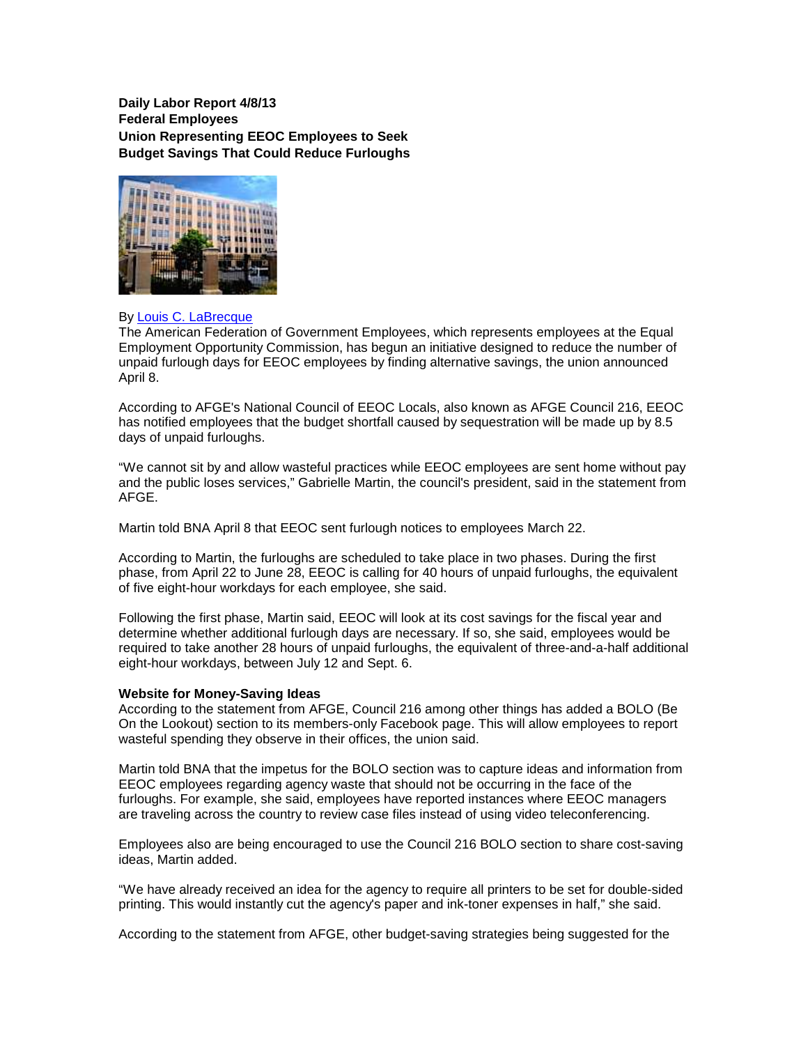**Daily Labor Report 4/8/13**
**Federal Employees**
**Union Representing EEOC Employees to Seek Budget Savings That Could Reduce Furloughs**

By Louis C. LaBrecque
The American Federation of Government Employees, which represents employees at the Equal Employment Opportunity Commission, has begun an initiative designed to reduce the number of unpaid furlough days for EEOC employees by finding alternative savings, the union announced April 8.

According to AFGE's National Council of EEOC Locals, also known as AFGE Council 216, EEOC has notified employees that the budget shortfall caused by sequestration will be made up by 8.5 days of unpaid furloughs.

"We cannot sit by and allow wasteful practices while EEOC employees are sent home without pay and the public loses services," Gabrielle Martin, the council's president, said in the statement from AFGE.

Martin told BNA April 8 that EEOC sent furlough notices to employees March 22.

According to Martin, the furloughs are scheduled to take place in two phases. During the first phase, from April 22 to June 28, EEOC is calling for 40 hours of unpaid furloughs, the equivalent of five eight-hour workdays for each employee, she said.

Following the first phase, Martin said, EEOC will look at its cost savings for the fiscal year and determine whether additional furlough days are necessary. If so, she said, employees would be required to take another 28 hours of unpaid furloughs, the equivalent of three-and-a-half additional eight-hour workdays, between July 12 and Sept. 6.

**Website for Money-Saving Ideas**
According to the statement from AFGE, Council 216 among other things has added a BOLO (Be On the Lookout) section to its members-only Facebook page. This will allow employees to report wasteful spending they observe in their offices, the union said.

Martin told BNA that the impetus for the BOLO section was to capture ideas and information from EEOC employees regarding agency waste that should not be occurring in the face of the furloughs. For example, she said, employees have reported instances where EEOC managers are traveling across the country to review case files instead of using video teleconferencing.

Employees also are being encouraged to use the Council 216 BOLO section to share cost-saving ideas, Martin added.

"We have already received an idea for the agency to require all printers to be set for double-sided printing. This would instantly cut the agency's paper and ink-toner expenses in half," she said.

According to the statement from AFGE, other budget-saving strategies being suggested for the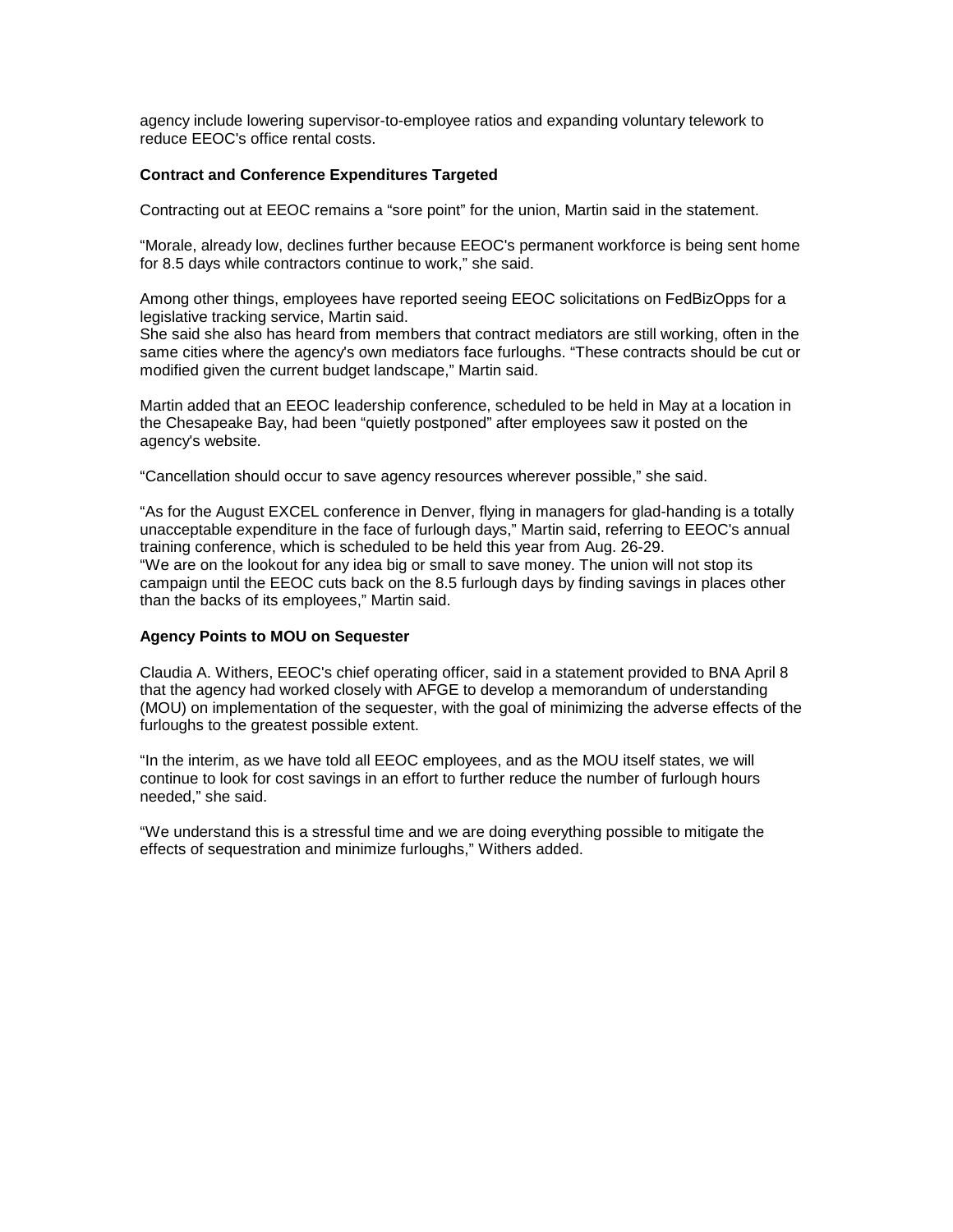agency include lowering supervisor-to-employee ratios and expanding voluntary telework to reduce EEOC's office rental costs.

**Contract and Conference Expenditures Targeted**

Contracting out at EEOC remains a "sore point" for the union, Martin said in the statement.

"Morale, already low, declines further because EEOC's permanent workforce is being sent home for 8.5 days while contractors continue to work," she said.

Among other things, employees have reported seeing EEOC solicitations on FedBizOpps for a legislative tracking service, Martin said.
She said she also has heard from members that contract mediators are still working, often in the same cities where the agency's own mediators face furloughs. "These contracts should be cut or modified given the current budget landscape," Martin said.

Martin added that an EEOC leadership conference, scheduled to be held in May at a location in the Chesapeake Bay, had been "quietly postponed" after employees saw it posted on the agency's website.

"Cancellation should occur to save agency resources wherever possible," she said.

"As for the August EXCEL conference in Denver, flying in managers for glad-handing is a totally unacceptable expenditure in the face of furlough days," Martin said, referring to EEOC's annual training conference, which is scheduled to be held this year from Aug. 26-29.
"We are on the lookout for any idea big or small to save money. The union will not stop its campaign until the EEOC cuts back on the 8.5 furlough days by finding savings in places other than the backs of its employees," Martin said.

**Agency Points to MOU on Sequester**

Claudia A. Withers, EEOC's chief operating officer, said in a statement provided to BNA April 8 that the agency had worked closely with AFGE to develop a memorandum of understanding (MOU) on implementation of the sequester, with the goal of minimizing the adverse effects of the furloughs to the greatest possible extent.

"In the interim, as we have told all EEOC employees, and as the MOU itself states, we will continue to look for cost savings in an effort to further reduce the number of furlough hours needed," she said.

"We understand this is a stressful time and we are doing everything possible to mitigate the effects of sequestration and minimize furloughs," Withers added.